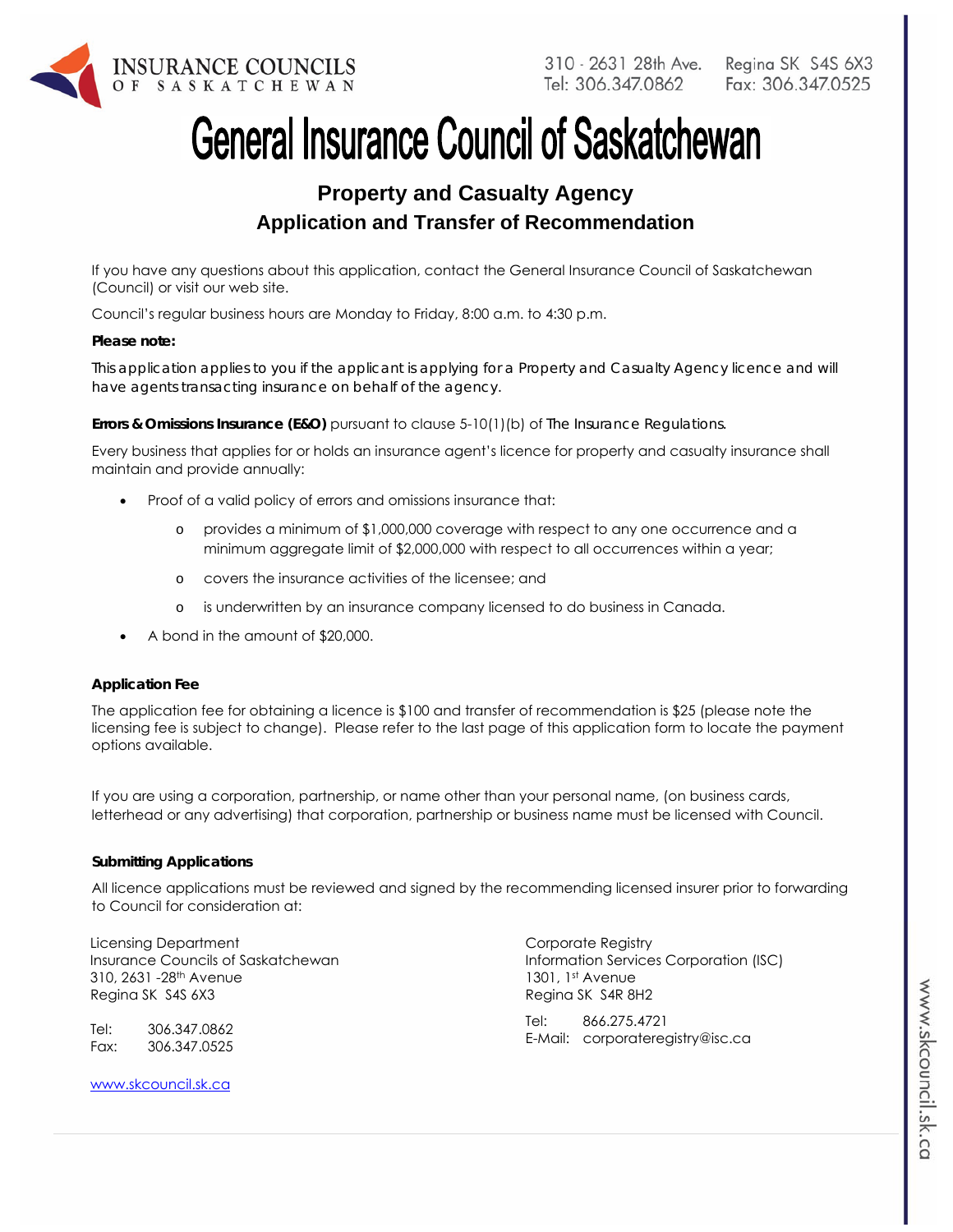INSURANCE COUNCILS OF SASKATCHEWAN

310 - 2631 28th Ave. Regina SK S4S 6X3
Tel: 306.347.0862 Fax: 306.347.0525

# General Insurance Council of Saskatchewan

## Property and Casualty Agency
## Application and Transfer of Recommendation

If you have any questions about this application, contact the General Insurance Council of Saskatchewan (Council) or visit our web site.

Council's regular business hours are Monday to Friday, 8:00 a.m. to 4:30 p.m.

**Please note:**

This application applies to you if the applicant is applying for a Property and Casualty Agency licence and will have agents transacting insurance on behalf of the agency.

**Errors & Omissions Insurance (E&O)** pursuant to clause 5-10(1)(b) of *The Insurance Regulations*.

Every business that applies for or holds an insurance agent's licence for property and casualty insurance shall maintain and provide annually:

- Proof of a valid policy of errors and omissions insurance that:
  - provides a minimum of $1,000,000 coverage with respect to any one occurrence and a minimum aggregate limit of $2,000,000 with respect to all occurrences within a year;
  - covers the insurance activities of the licensee; and
  - is underwritten by an insurance company licensed to do business in Canada.
- A bond in the amount of $20,000.

**Application Fee**

The application fee for obtaining a licence is $100 and transfer of recommendation is $25 (please note the licensing fee is subject to change). Please refer to the last page of this application form to locate the payment options available.

If you are using a corporation, partnership, or name other than your personal name, (on business cards, letterhead or any advertising) that corporation, partnership or business name must be licensed with Council.

**Submitting Applications**

All licence applications must be reviewed and signed by the recommending licensed insurer prior to forwarding to Council for consideration at:

Licensing Department
Insurance Councils of Saskatchewan
310, 2631 -28th Avenue
Regina SK S4S 6X3

Tel: 306.347.0862
Fax: 306.347.0525

www.skcouncil.sk.ca

Corporate Registry
Information Services Corporation (ISC)
1301, 1st Avenue
Regina SK S4R 8H2

Tel: 866.275.4721
E-Mail: corporateregistry@isc.ca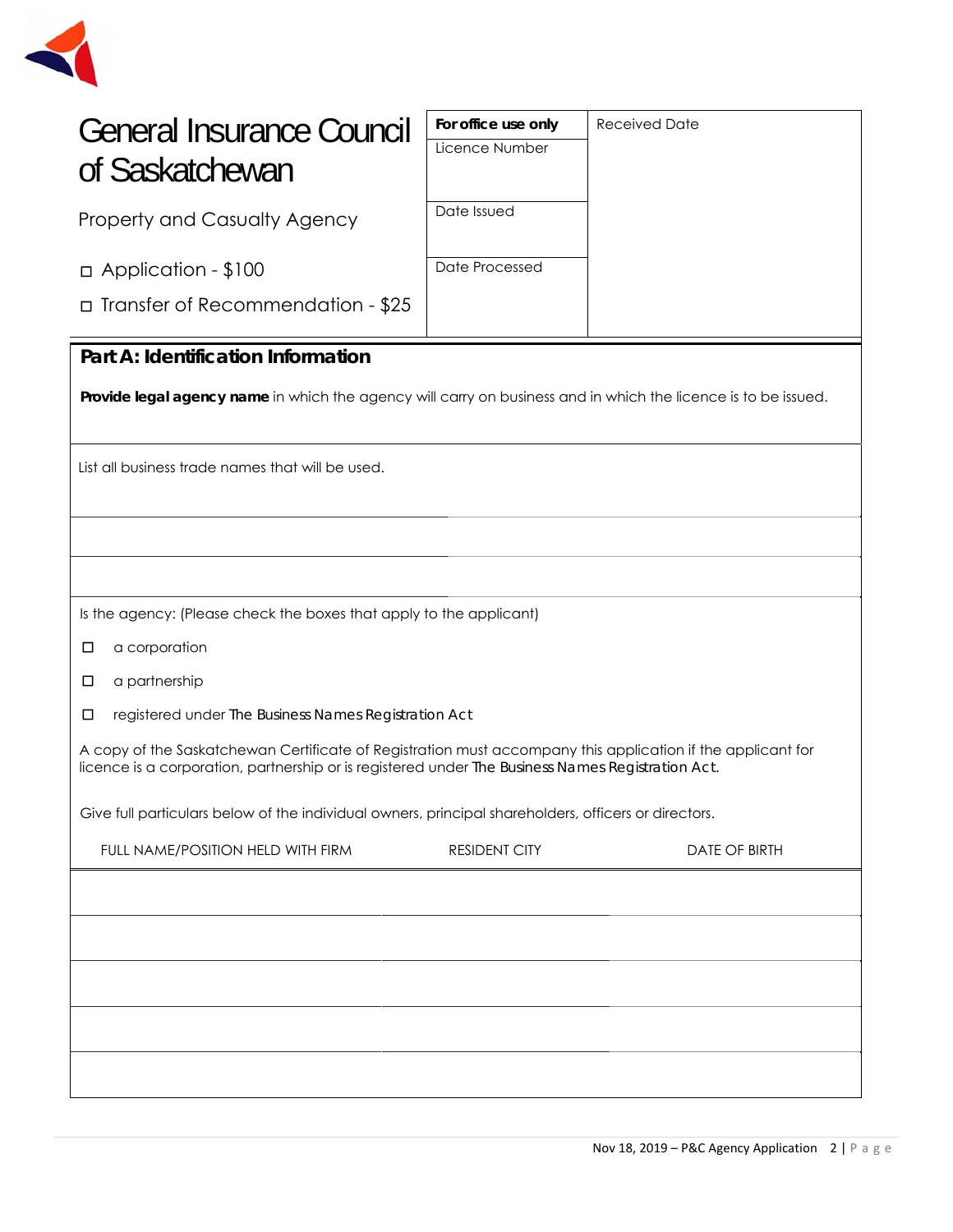# General Insurance Council of Saskatchewan

Property and Casualty Agency

☐ Application - $100

☐ Transfer of Recommendation - $25

| For office use only | Received Date |
|---|---|
| Licence Number | |
| Date Issued | |
| Date Processed | |

## Part A: Identification Information

**Provide legal agency name** in which the agency will carry on business and in which the licence is to be issued.

List all business trade names that will be used.

Is the agency: (Please check the boxes that apply to the applicant)

☐ a corporation

☐ a partnership

☐ registered under The Business Names Registration Act

A copy of the Saskatchewan Certificate of Registration must accompany this application if the applicant for licence is a corporation, partnership or is registered under The Business Names Registration Act.

Give full particulars below of the individual owners, principal shareholders, officers or directors.

| FULL NAME/POSITION HELD WITH FIRM | RESIDENT CITY | DATE OF BIRTH |
|---|---|---|
| | | |
| | | |
| | | |
| | | |
| | | |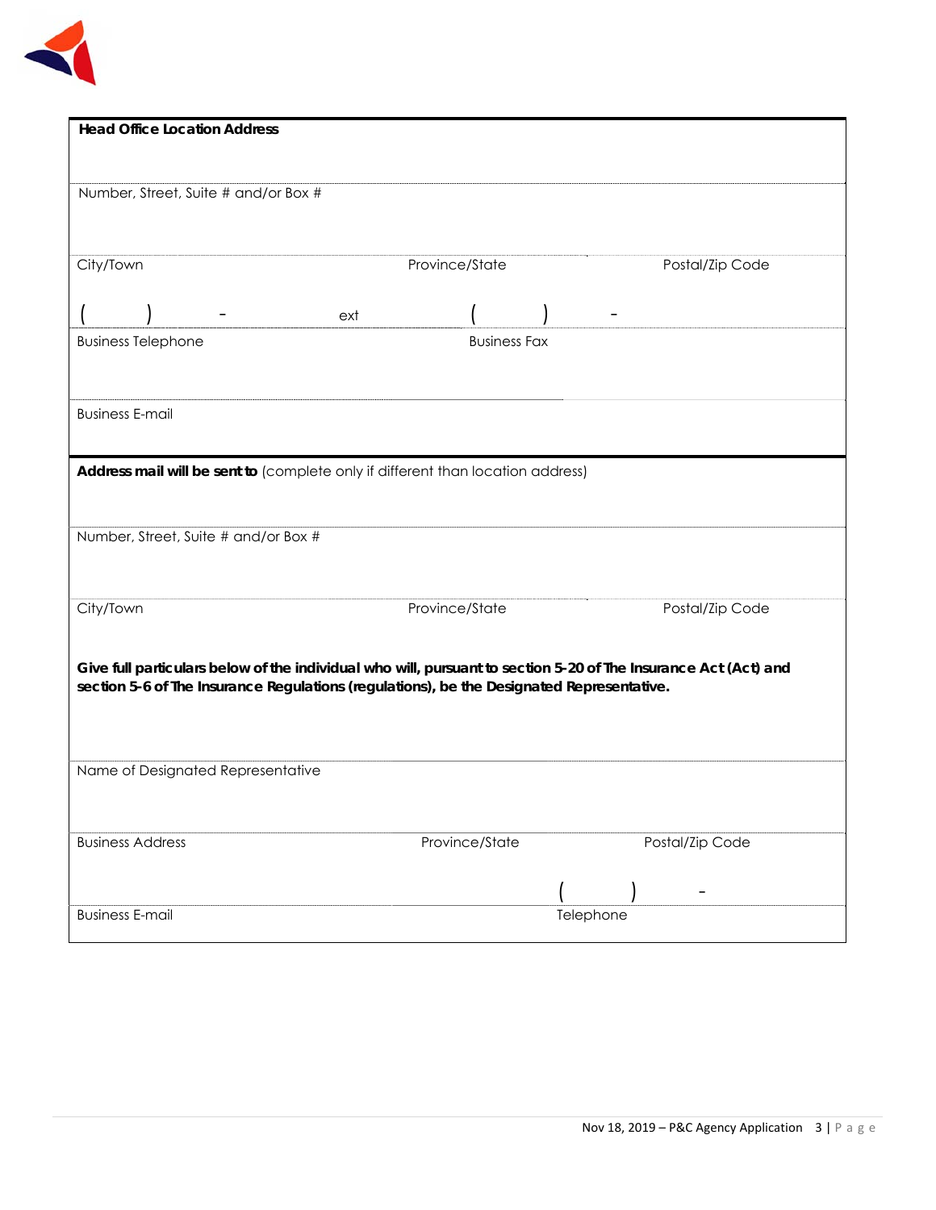**Head Office Location Address**

Number, Street, Suite # and/or Box #

| City/Town | Province/State | Postal/Zip Code |
|---|---|---|

| ( ) - ext | ( ) - |
|---|---|
| Business Telephone | Business Fax |

Business E-mail

**Address mail will be sent to** (complete only if different than location address)

Number, Street, Suite # and/or Box #

| City/Town | Province/State | Postal/Zip Code |
|---|---|---|

**Give full particulars below of the individual who will, pursuant to section 5-20 of The Insurance Act (Act) and section 5-6 of The Insurance Regulations (regulations), be the Designated Representative.**

Name of Designated Representative

| Business Address | Province/State | Postal/Zip Code |
|---|---|---|

| | ( ) - |
|---|---|
| Business E-mail | Telephone |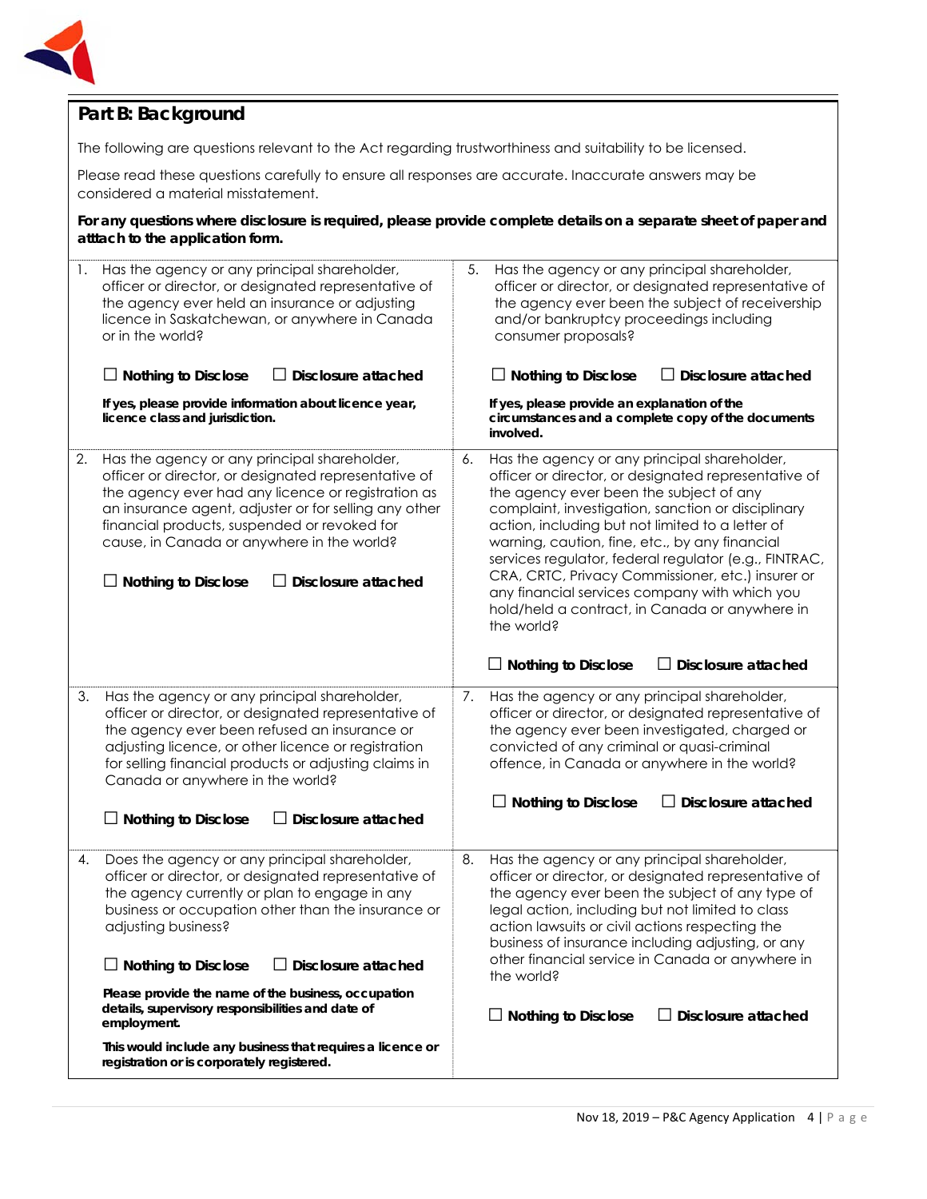## Part B: Background

The following are questions relevant to the Act regarding trustworthiness and suitability to be licensed.

Please read these questions carefully to ensure all responses are accurate. Inaccurate answers may be considered a material misstatement.

**For any questions where disclosure is required, please provide complete details on a separate sheet of paper and atttach to the application form.**

1. Has the agency or any principal shareholder, officer or director, or designated representative of the agency ever held an insurance or adjusting licence in Saskatchewan, or anywhere in Canada or in the world?

   ☐ **Nothing to Disclose** ☐ **Disclosure attached**

   **If yes, please provide information about licence year, licence class and jurisdiction.**

2. Has the agency or any principal shareholder, officer or director, or designated representative of the agency ever had any licence or registration as an insurance agent, adjuster or for selling any other financial products, suspended or revoked for cause, in Canada or anywhere in the world?

   ☐ **Nothing to Disclose** ☐ **Disclosure attached**

3. Has the agency or any principal shareholder, officer or director, or designated representative of the agency ever been refused an insurance or adjusting licence, or other licence or registration for selling financial products or adjusting claims in Canada or anywhere in the world?

   ☐ **Nothing to Disclose** ☐ **Disclosure attached**

4. Does the agency or any principal shareholder, officer or director, or designated representative of the agency currently or plan to engage in any business or occupation other than the insurance or adjusting business?

   ☐ **Nothing to Disclose** ☐ **Disclosure attached**

   **Please provide the name of the business, occupation details, supervisory responsibilities and date of employment.**

   **This would include any business that requires a licence or registration or is corporately registered.**

5. Has the agency or any principal shareholder, officer or director, or designated representative of the agency ever been the subject of receivership and/or bankruptcy proceedings including consumer proposals?

   ☐ **Nothing to Disclose** ☐ **Disclosure attached**

   **If yes, please provide an explanation of the circumstances and a complete copy of the documents involved.**

6. Has the agency or any principal shareholder, officer or director, or designated representative of the agency ever been the subject of any complaint, investigation, sanction or disciplinary action, including but not limited to a letter of warning, caution, fine, etc., by any financial services regulator, federal regulator (e.g., FINTRAC, CRA, CRTC, Privacy Commissioner, etc.) insurer or any financial services company with which you hold/held a contract, in Canada or anywhere in the world?

   ☐ **Nothing to Disclose** ☐ **Disclosure attached**

7. Has the agency or any principal shareholder, officer or director, or designated representative of the agency ever been investigated, charged or convicted of any criminal or quasi-criminal offence, in Canada or anywhere in the world?

   ☐ **Nothing to Disclose** ☐ **Disclosure attached**

8. Has the agency or any principal shareholder, officer or director, or designated representative of the agency ever been the subject of any type of legal action, including but not limited to class action lawsuits or civil actions respecting the business of insurance including adjusting, or any other financial service in Canada or anywhere in the world?

   ☐ **Nothing to Disclose** ☐ **Disclosure attached**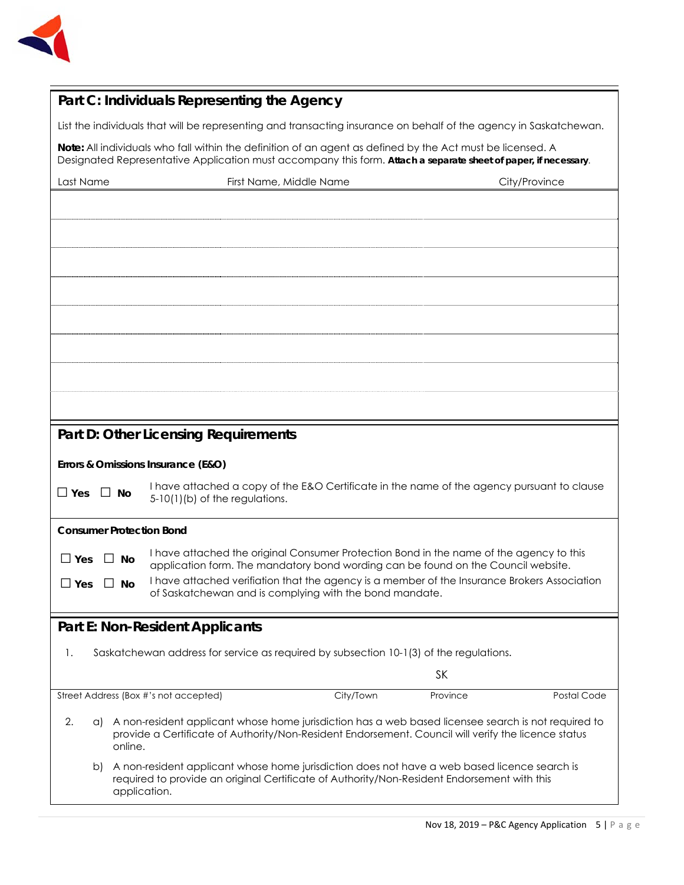## Part C: Individuals Representing the Agency

List the individuals that will be representing and transacting insurance on behalf of the agency in Saskatchewan.

**Note:** All individuals who fall within the definition of an agent as defined by the Act must be licensed. A Designated Representative Application must accompany this form. **Attach a separate sheet of paper, if necessary**.

| Last Name | First Name, Middle Name | City/Province |
| --- | --- | --- |
| | | |
| | | |
| | | |
| | | |
| | | |
| | | |
| | | |
| | | |

## Part D: Other Licensing Requirements

**Errors & Omissions Insurance (E&O)**

☐ **Yes** ☐ **No** I have attached a copy of the E&O Certificate in the name of the agency pursuant to clause 5-10(1)(b) of the regulations.

**Consumer Protection Bond**

☐ **Yes** ☐ **No** I have attached the original Consumer Protection Bond in the name of the agency to this application form. The mandatory bond wording can be found on the Council website.

☐ **Yes** ☐ **No** I have attached verification that the agency is a member of the Insurance Brokers Association of Saskatchewan and is complying with the bond mandate.

## Part E: Non-Resident Applicants

1. Saskatchewan address for service as required by subsection 10-1(3) of the regulations.

| Street Address (Box #'s not accepted) | City/Town | Province | Postal Code |
| --- | --- | --- | --- |
| | | SK | |

2. a) A non-resident applicant whose home jurisdiction has a web based licensee search is not required to provide a Certificate of Authority/Non-Resident Endorsement. Council will verify the licence status online.

   b) A non-resident applicant whose home jurisdiction does not have a web based licence search is required to provide an original Certificate of Authority/Non-Resident Endorsement with this application.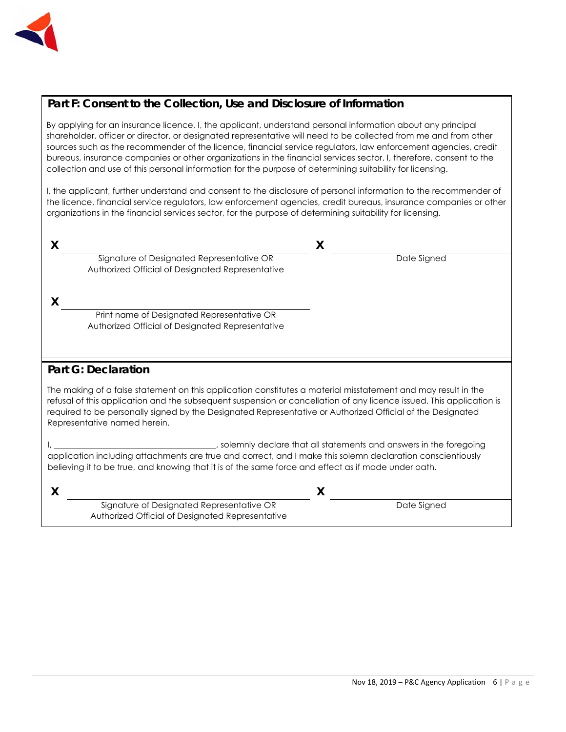## Part F: Consent to the Collection, Use and Disclosure of Information

By applying for an insurance licence, I, the applicant, understand personal information about any principal shareholder, officer or director, or designated representative will need to be collected from me and from other sources such as the recommender of the licence, financial service regulators, law enforcement agencies, credit bureaus, insurance companies or other organizations in the financial services sector. I, therefore, consent to the collection and use of this personal information for the purpose of determining suitability for licensing.

I, the applicant, further understand and consent to the disclosure of personal information to the recommender of the licence, financial service regulators, law enforcement agencies, credit bureaus, insurance companies or other organizations in the financial services sector, for the purpose of determining suitability for licensing.

X ______________________________________ X ______________________

Signature of Designated Representative OR Authorized Official of Designated Representative — Date Signed

X ______________________________________

Print name of Designated Representative OR Authorized Official of Designated Representative

## Part G: Declaration

The making of a false statement on this application constitutes a material misstatement and may result in the refusal of this application and the subsequent suspension or cancellation of any licence issued. This application is required to be personally signed by the Designated Representative or Authorized Official of the Designated Representative named herein.

I, ______________________________________, solemnly declare that all statements and answers in the foregoing application including attachments are true and correct, and I make this solemn declaration conscientiously believing it to be true, and knowing that it is of the same force and effect as if made under oath.

X ______________________________________ X ______________________

Signature of Designated Representative OR Authorized Official of Designated Representative — Date Signed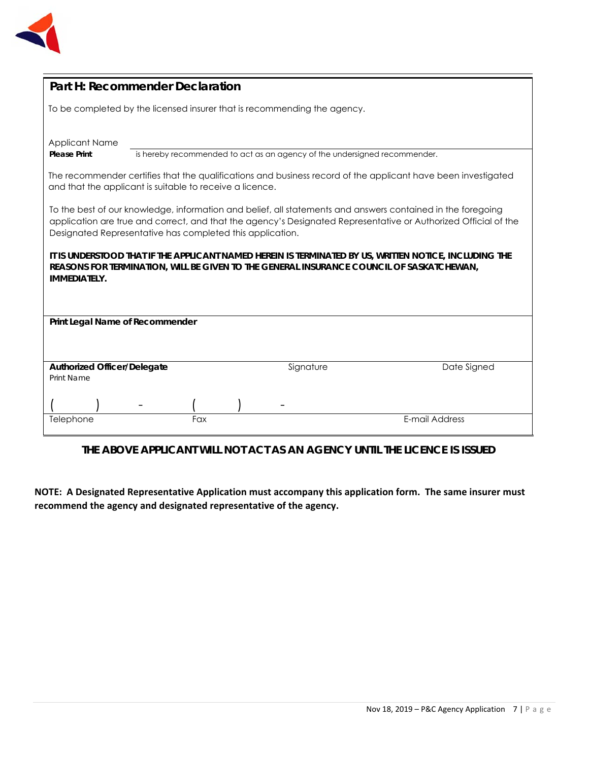## Part H: Recommender Declaration

To be completed by the licensed insurer that is recommending the agency.

Applicant Name
**Please Print** is hereby recommended to act as an agency of the undersigned recommender.

The recommender certifies that the qualifications and business record of the applicant have been investigated and that the applicant is suitable to receive a licence.

To the best of our knowledge, information and belief, all statements and answers contained in the foregoing application are true and correct, and that the agency's Designated Representative or Authorized Official of the Designated Representative has completed this application.

***IT IS UNDERSTOOD THAT IF THE APPLICANT NAMED HEREIN IS TERMINATED BY US, WRITTEN NOTICE, INCLUDING THE REASONS FOR TERMINATION, WILL BE GIVEN TO THE GENERAL INSURANCE COUNCIL OF SASKATCHEWAN, IMMEDIATELY.***

**Print Legal Name of Recommender**

| **Authorized Officer/Delegate** Print Name | Signature | Date Signed |
|---|---|---|
| ( ) - | ( ) - | |
| Telephone | Fax | E-mail Address |

**THE ABOVE APPLICANT WILL NOT ACT AS AN AGENCY UNTIL THE LICENCE IS ISSUED**

**NOTE: A Designated Representative Application must accompany this application form. The same insurer must recommend the agency and designated representative of the agency.**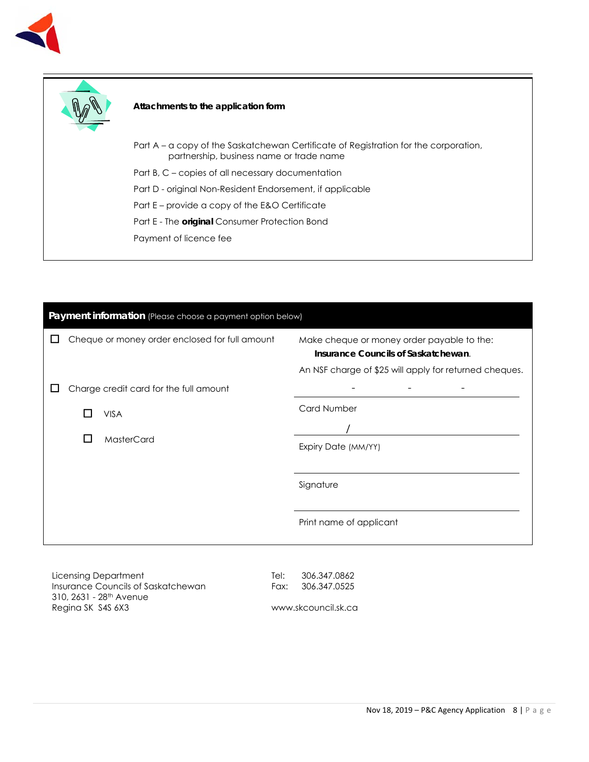## Attachments to the application form

Part A – a copy of the Saskatchewan Certificate of Registration for the corporation, partnership, business name or trade name

Part B, C – copies of all necessary documentation

Part D - original Non-Resident Endorsement, if applicable

Part E – provide a copy of the E&O Certificate

Part E - The **original** Consumer Protection Bond

Payment of licence fee

## Payment information (Please choose a payment option below)

| | |
|---|---|
| ☐ Cheque or money order enclosed for full amount | Make cheque or money order payable to the: **Insurance Councils of Saskatchewan**. An NSF charge of $25 will apply for returned cheques. |
| ☐ Charge credit card for the full amount | \_\_\_\_ - \_\_\_\_ - \_\_\_\_ - \_\_\_\_ Card Number |
| ☐ VISA | \_\_\_\_ / \_\_\_\_ Expiry Date (MM/YY) |
| ☐ MasterCard | \_\_\_\_\_\_\_\_\_\_ Signature |
| | \_\_\_\_\_\_\_\_\_\_ Print name of applicant |

Licensing Department
Insurance Councils of Saskatchewan
310, 2631 - 28th Avenue
Regina SK S4S 6X3

Tel: 306.347.0862
Fax: 306.347.0525

www.skcouncil.sk.ca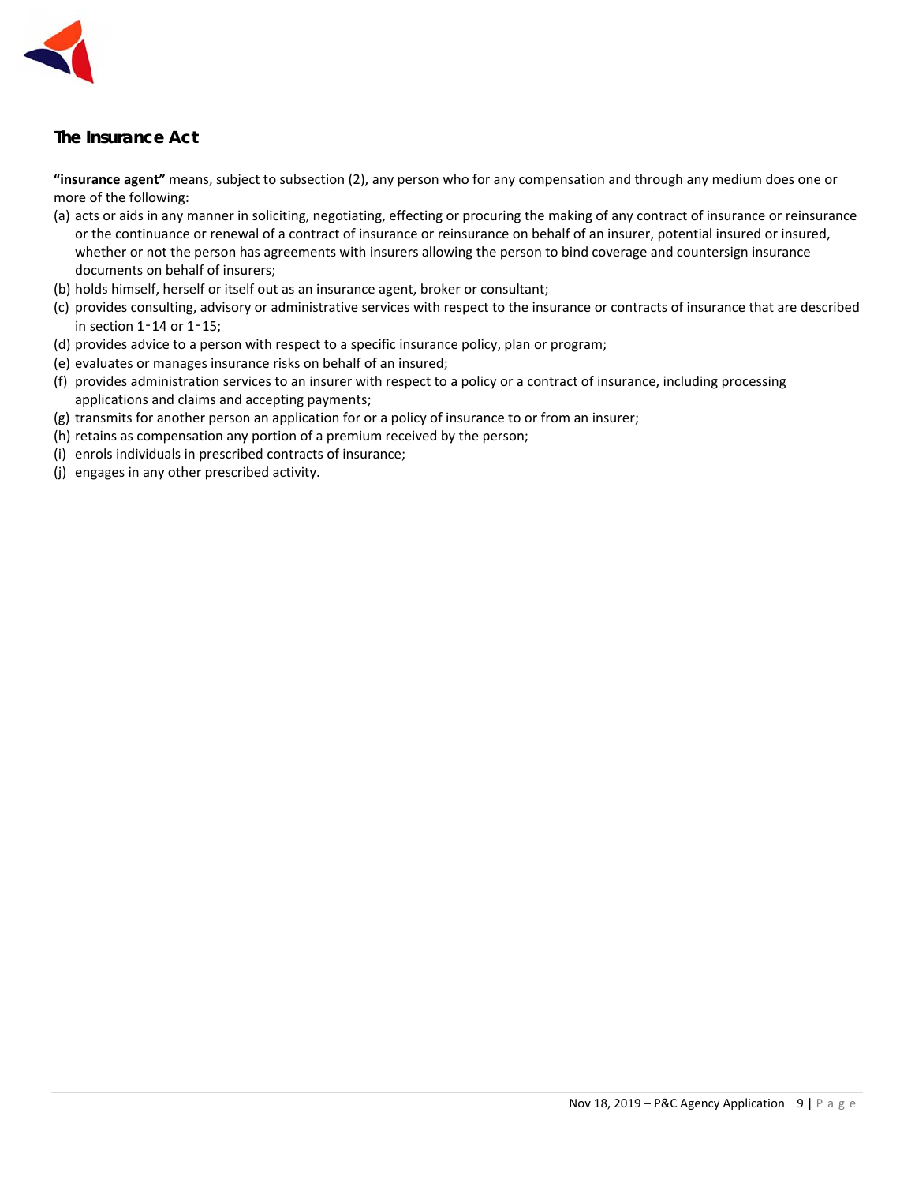## The Insurance Act

**"insurance agent"** means, subject to subsection (2), any person who for any compensation and through any medium does one or more of the following:

(a) acts or aids in any manner in soliciting, negotiating, effecting or procuring the making of any contract of insurance or reinsurance or the continuance or renewal of a contract of insurance or reinsurance on behalf of an insurer, potential insured or insured, whether or not the person has agreements with insurers allowing the person to bind coverage and countersign insurance documents on behalf of insurers;

(b) holds himself, herself or itself out as an insurance agent, broker or consultant;

(c) provides consulting, advisory or administrative services with respect to the insurance or contracts of insurance that are described in section 1‑14 or 1‑15;

(d) provides advice to a person with respect to a specific insurance policy, plan or program;

(e) evaluates or manages insurance risks on behalf of an insured;

(f) provides administration services to an insurer with respect to a policy or a contract of insurance, including processing applications and claims and accepting payments;

(g) transmits for another person an application for or a policy of insurance to or from an insurer;

(h) retains as compensation any portion of a premium received by the person;

(i) enrols individuals in prescribed contracts of insurance;

(j) engages in any other prescribed activity.